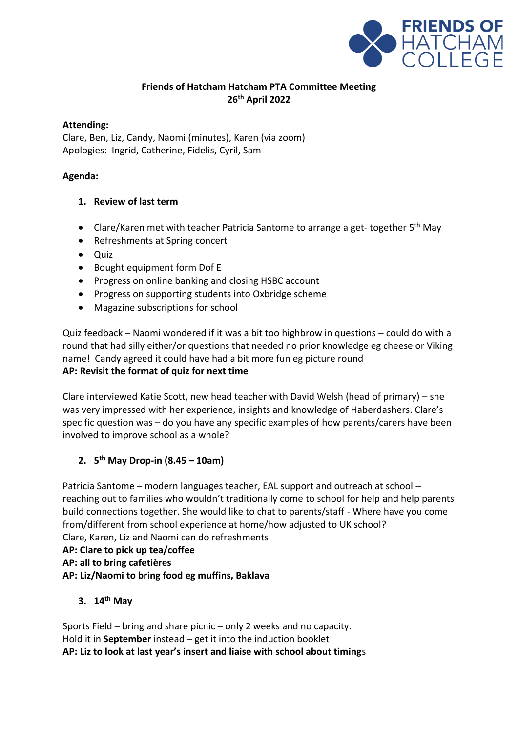**Friends of Hatcham Hatcham PTA Committee Meeting**
**26th April 2022**

**Attending:**
Clare, Ben, Liz, Candy, Naomi (minutes), Karen (via zoom)
Apologies: Ingrid, Catherine, Fidelis, Cyril, Sam

**Agenda:**

1. **Review of last term**

- Clare/Karen met with teacher Patricia Santome to arrange a get- together 5th May
- Refreshments at Spring concert
- Quiz
- Bought equipment form Dof E
- Progress on online banking and closing HSBC account
- Progress on supporting students into Oxbridge scheme
- Magazine subscriptions for school

Quiz feedback – Naomi wondered if it was a bit too highbrow in questions – could do with a round that had silly either/or questions that needed no prior knowledge eg cheese or Viking name! Candy agreed it could have had a bit more fun eg picture round
**AP: Revisit the format of quiz for next time**

Clare interviewed Katie Scott, new head teacher with David Welsh (head of primary) – she was very impressed with her experience, insights and knowledge of Haberdashers. Clare's specific question was – do you have any specific examples of how parents/carers have been involved to improve school as a whole?

2. **5th May Drop-in (8.45 – 10am)**

Patricia Santome – modern languages teacher, EAL support and outreach at school – reaching out to families who wouldn't traditionally come to school for help and help parents build connections together. She would like to chat to parents/staff - Where have you come from/different from school experience at home/how adjusted to UK school?
Clare, Karen, Liz and Naomi can do refreshments
**AP: Clare to pick up tea/coffee**
**AP: all to bring cafetières**
**AP: Liz/Naomi to bring food eg muffins, Baklava**

3. **14th May**

Sports Field – bring and share picnic – only 2 weeks and no capacity.
Hold it in **September** instead – get it into the induction booklet
**AP: Liz to look at last year's insert and liaise with school about timing**s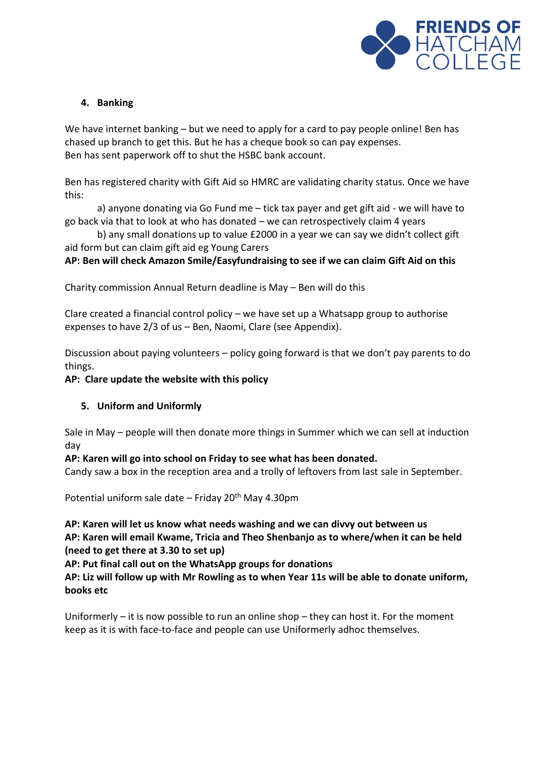## 4. Banking

We have internet banking – but we need to apply for a card to pay people online! Ben has chased up branch to get this. But he has a cheque book so can pay expenses.
Ben has sent paperwork off to shut the HSBC bank account.

Ben has registered charity with Gift Aid so HMRC are validating charity status. Once we have this:

a) anyone donating via Go Fund me – tick tax payer and get gift aid - we will have to go back via that to look at who has donated – we can retrospectively claim 4 years

b) any small donations up to value £2000 in a year we can say we didn't collect gift aid form but can claim gift aid eg Young Carers

**AP: Ben will check Amazon Smile/Easyfundraising to see if we can claim Gift Aid on this**

Charity commission Annual Return deadline is May – Ben will do this

Clare created a financial control policy – we have set up a Whatsapp group to authorise expenses to have 2/3 of us – Ben, Naomi, Clare (see Appendix).

Discussion about paying volunteers – policy going forward is that we don't pay parents to do things.

**AP: Clare update the website with this policy**

## 5. Uniform and Uniformly

Sale in May – people will then donate more things in Summer which we can sell at induction day

**AP: Karen will go into school on Friday to see what has been donated.**
Candy saw a box in the reception area and a trolly of leftovers from last sale in September.

Potential uniform sale date – Friday 20th May 4.30pm

**AP: Karen will let us know what needs washing and we can divvy out between us**
**AP: Karen will email Kwame, Tricia and Theo Shenbanjo as to where/when it can be held (need to get there at 3.30 to set up)**
**AP: Put final call out on the WhatsApp groups for donations**
**AP: Liz will follow up with Mr Rowling as to when Year 11s will be able to donate uniform, books etc**

Uniformerly – it is now possible to run an online shop – they can host it. For the moment keep as it is with face-to-face and people can use Uniformerly adhoc themselves.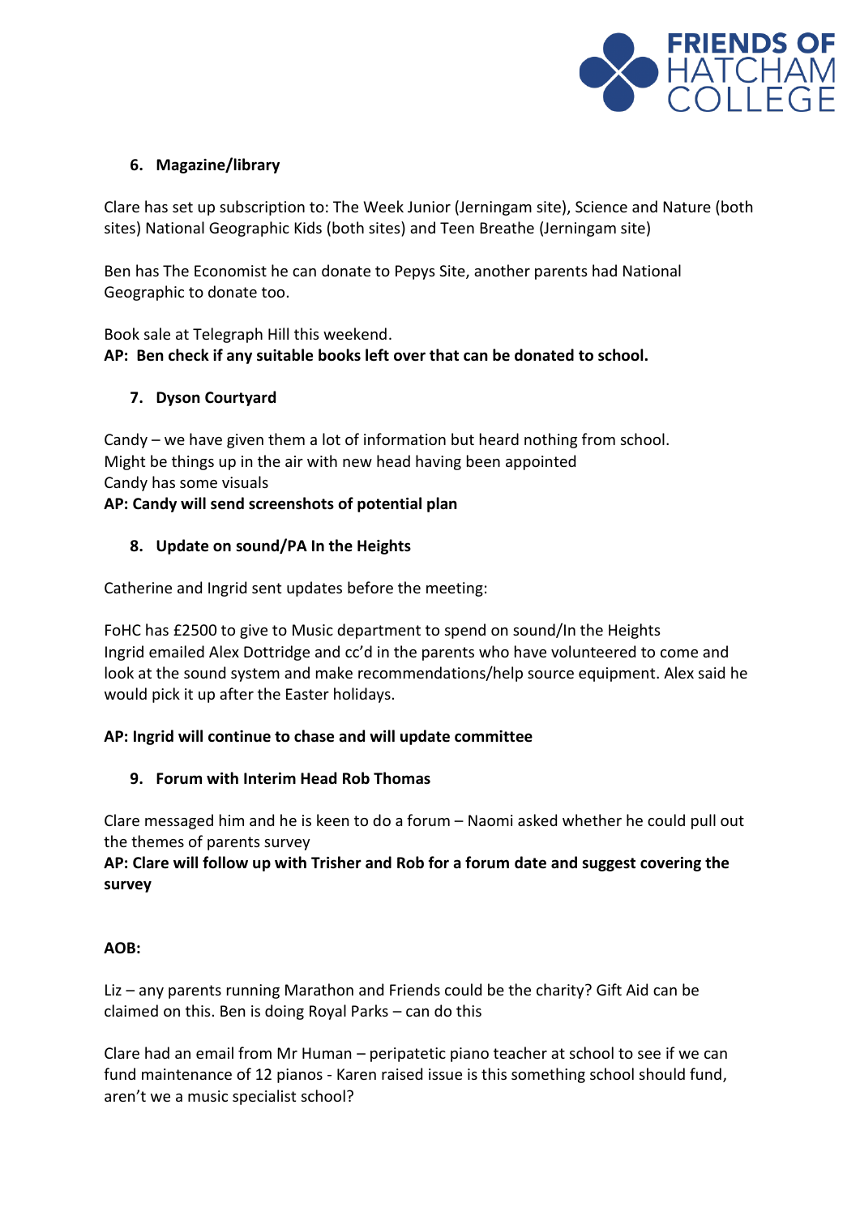6. **Magazine/library**

Clare has set up subscription to: The Week Junior (Jerningam site), Science and Nature (both sites) National Geographic Kids (both sites) and Teen Breathe (Jerningam site)

Ben has The Economist he can donate to Pepys Site, another parents had National Geographic to donate too.

Book sale at Telegraph Hill this weekend.
**AP: Ben check if any suitable books left over that can be donated to school.**

7. **Dyson Courtyard**

Candy – we have given them a lot of information but heard nothing from school.
Might be things up in the air with new head having been appointed
Candy has some visuals
**AP: Candy will send screenshots of potential plan**

8. **Update on sound/PA In the Heights**

Catherine and Ingrid sent updates before the meeting:

FoHC has £2500 to give to Music department to spend on sound/In the Heights
Ingrid emailed Alex Dottridge and cc'd in the parents who have volunteered to come and look at the sound system and make recommendations/help source equipment. Alex said he would pick it up after the Easter holidays.

**AP: Ingrid will continue to chase and will update committee**

9. **Forum with Interim Head Rob Thomas**

Clare messaged him and he is keen to do a forum – Naomi asked whether he could pull out the themes of parents survey
**AP: Clare will follow up with Trisher and Rob for a forum date and suggest covering the survey**

**AOB:**

Liz – any parents running Marathon and Friends could be the charity? Gift Aid can be claimed on this. Ben is doing Royal Parks – can do this

Clare had an email from Mr Human – peripatetic piano teacher at school to see if we can fund maintenance of 12 pianos - Karen raised issue is this something school should fund, aren't we a music specialist school?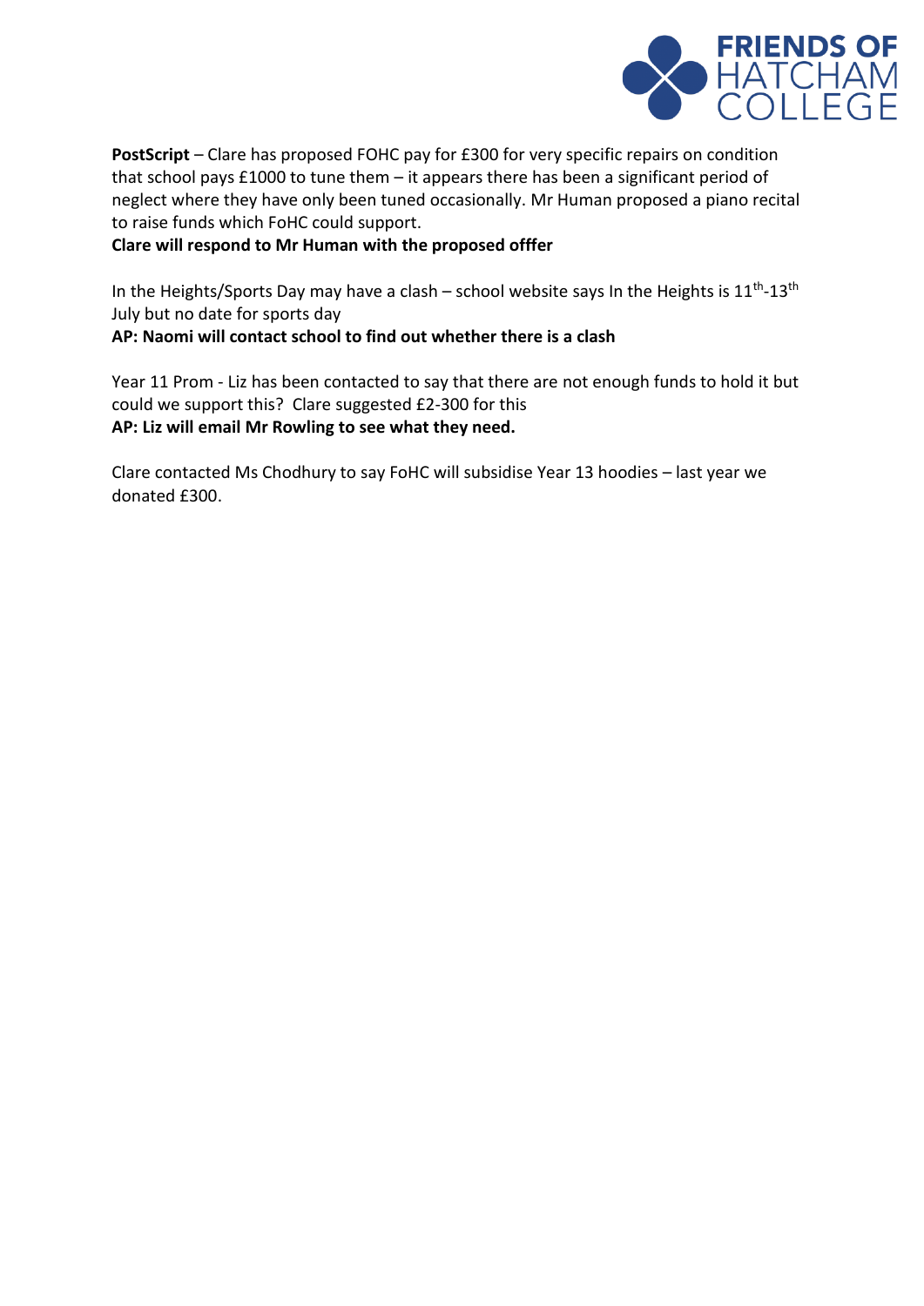**PostScript** – Clare has proposed FOHC pay for £300 for very specific repairs on condition that school pays £1000 to tune them – it appears there has been a significant period of neglect where they have only been tuned occasionally. Mr Human proposed a piano recital to raise funds which FoHC could support.

**Clare will respond to Mr Human with the proposed offfer**

In the Heights/Sports Day may have a clash – school website says In the Heights is 11th-13th July but no date for sports day

**AP: Naomi will contact school to find out whether there is a clash**

Year 11 Prom - Liz has been contacted to say that there are not enough funds to hold it but could we support this? Clare suggested £2-300 for this

**AP: Liz will email Mr Rowling to see what they need.**

Clare contacted Ms Chodhury to say FoHC will subsidise Year 13 hoodies – last year we donated £300.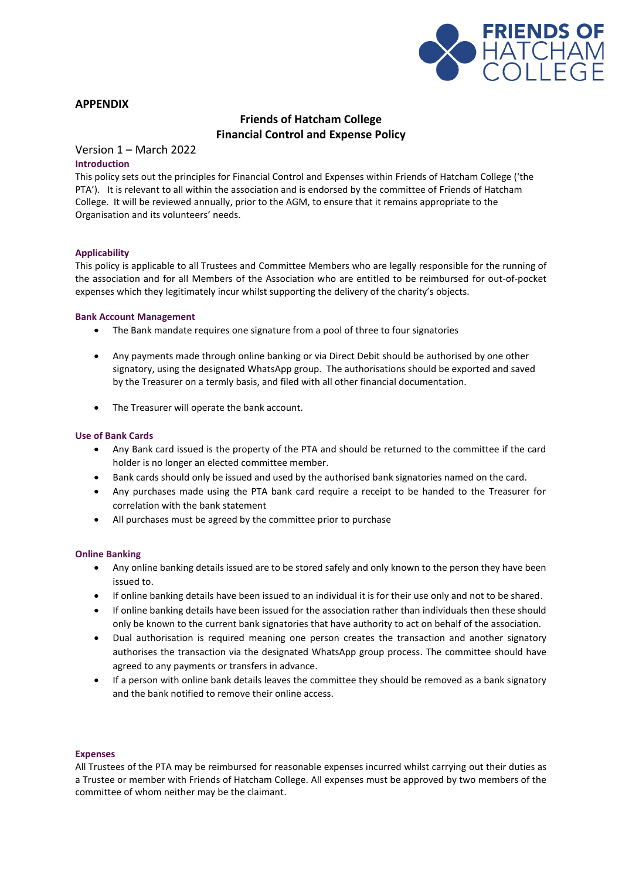## APPENDIX

### Friends of Hatcham College
### Financial Control and Expense Policy

Version 1 – March 2022

#### Introduction

This policy sets out the principles for Financial Control and Expenses within Friends of Hatcham College ('the PTA'). It is relevant to all within the association and is endorsed by the committee of Friends of Hatcham College. It will be reviewed annually, prior to the AGM, to ensure that it remains appropriate to the Organisation and its volunteers' needs.

#### Applicability

This policy is applicable to all Trustees and Committee Members who are legally responsible for the running of the association and for all Members of the Association who are entitled to be reimbursed for out-of-pocket expenses which they legitimately incur whilst supporting the delivery of the charity's objects.

#### Bank Account Management

- The Bank mandate requires one signature from a pool of three to four signatories
- Any payments made through online banking or via Direct Debit should be authorised by one other signatory, using the designated WhatsApp group. The authorisations should be exported and saved by the Treasurer on a termly basis, and filed with all other financial documentation.
- The Treasurer will operate the bank account.

#### Use of Bank Cards

- Any Bank card issued is the property of the PTA and should be returned to the committee if the card holder is no longer an elected committee member.
- Bank cards should only be issued and used by the authorised bank signatories named on the card.
- Any purchases made using the PTA bank card require a receipt to be handed to the Treasurer for correlation with the bank statement
- All purchases must be agreed by the committee prior to purchase

#### Online Banking

- Any online banking details issued are to be stored safely and only known to the person they have been issued to.
- If online banking details have been issued to an individual it is for their use only and not to be shared.
- If online banking details have been issued for the association rather than individuals then these should only be known to the current bank signatories that have authority to act on behalf of the association.
- Dual authorisation is required meaning one person creates the transaction and another signatory authorises the transaction via the designated WhatsApp group process. The committee should have agreed to any payments or transfers in advance.
- If a person with online bank details leaves the committee they should be removed as a bank signatory and the bank notified to remove their online access.

#### Expenses

All Trustees of the PTA may be reimbursed for reasonable expenses incurred whilst carrying out their duties as a Trustee or member with Friends of Hatcham College. All expenses must be approved by two members of the committee of whom neither may be the claimant.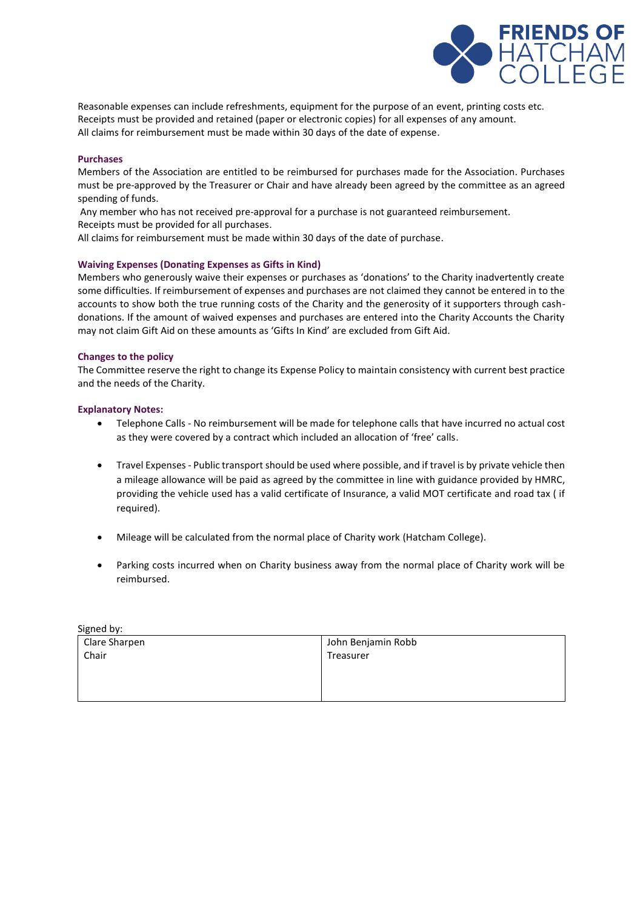Reasonable expenses can include refreshments, equipment for the purpose of an event, printing costs etc.
Receipts must be provided and retained (paper or electronic copies) for all expenses of any amount.
All claims for reimbursement must be made within 30 days of the date of expense.

#### Purchases

Members of the Association are entitled to be reimbursed for purchases made for the Association. Purchases must be pre-approved by the Treasurer or Chair and have already been agreed by the committee as an agreed spending of funds.

Any member who has not received pre-approval for a purchase is not guaranteed reimbursement.
Receipts must be provided for all purchases.
All claims for reimbursement must be made within 30 days of the date of purchase.

#### Waiving Expenses (Donating Expenses as Gifts in Kind)

Members who generously waive their expenses or purchases as 'donations' to the Charity inadvertently create some difficulties. If reimbursement of expenses and purchases are not claimed they cannot be entered in to the accounts to show both the true running costs of the Charity and the generosity of it supporters through cash-donations. If the amount of waived expenses and purchases are entered into the Charity Accounts the Charity may not claim Gift Aid on these amounts as 'Gifts In Kind' are excluded from Gift Aid.

#### Changes to the policy

The Committee reserve the right to change its Expense Policy to maintain consistency with current best practice and the needs of the Charity.

#### Explanatory Notes:

- Telephone Calls - No reimbursement will be made for telephone calls that have incurred no actual cost as they were covered by a contract which included an allocation of 'free' calls.
- Travel Expenses - Public transport should be used where possible, and if travel is by private vehicle then a mileage allowance will be paid as agreed by the committee in line with guidance provided by HMRC, providing the vehicle used has a valid certificate of Insurance, a valid MOT certificate and road tax ( if required).
- Mileage will be calculated from the normal place of Charity work (Hatcham College).
- Parking costs incurred when on Charity business away from the normal place of Charity work will be reimbursed.

Signed by:

| | |
|---|---|
| Clare Sharpen<br>Chair | John Benjamin Robb<br>Treasurer |